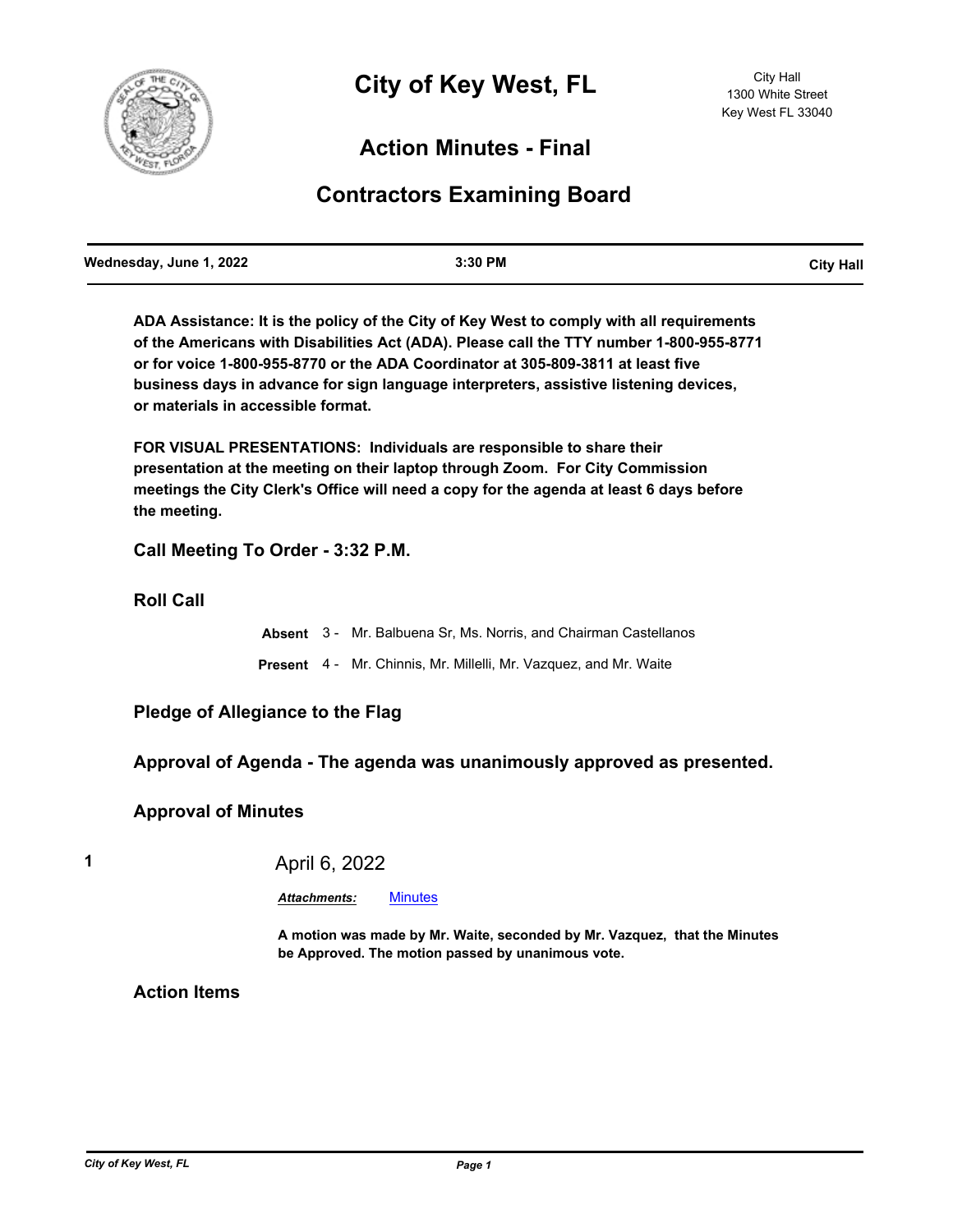# City of Key West, FL

City Hall
1300 White Street
Key West FL 33040

## Action Minutes - Final

## Contractors Examining Board

| Wednesday, June 1, 2022 | 3:30 PM | City Hall |
|---|---|---|

**ADA Assistance: It is the policy of the City of Key West to comply with all requirements of the Americans with Disabilities Act (ADA). Please call the TTY number 1-800-955-8771 or for voice 1-800-955-8770 or the ADA Coordinator at 305-809-3811 at least five business days in advance for sign language interpreters, assistive listening devices, or materials in accessible format.**

**FOR VISUAL PRESENTATIONS: Individuals are responsible to share their presentation at the meeting on their laptop through Zoom. For City Commission meetings the City Clerk's Office will need a copy for the agenda at least 6 days before the meeting.**

### Call Meeting To Order - 3:32 P.M.

### Roll Call

**Absent** 3 - Mr. Balbuena Sr, Ms. Norris, and Chairman Castellanos

**Present** 4 - Mr. Chinnis, Mr. Millelli, Mr. Vazquez, and Mr. Waite

### Pledge of Allegiance to the Flag

### Approval of Agenda - The agenda was unanimously approved as presented.

### Approval of Minutes

**1** April 6, 2022

***Attachments:*** Minutes

**A motion was made by Mr. Waite, seconded by Mr. Vazquez, that the Minutes be Approved. The motion passed by unanimous vote.**

### Action Items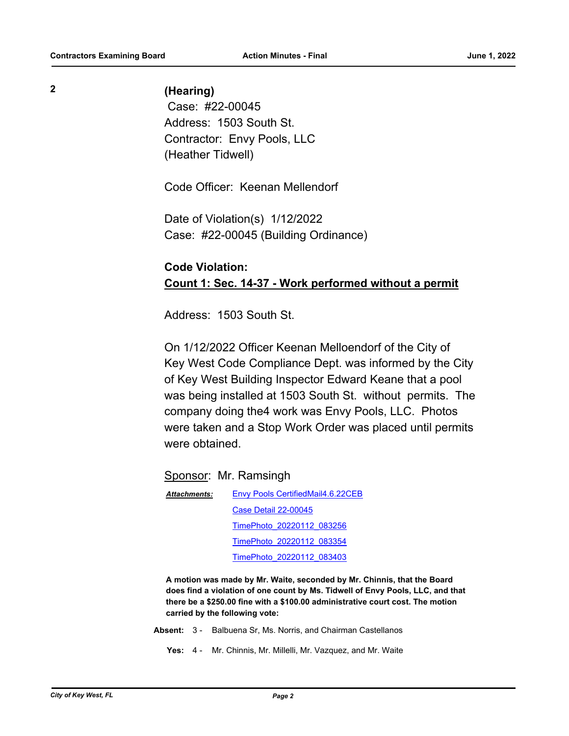**2** **(Hearing)**

Case: #22-00045
Address: 1503 South St.
Contractor: Envy Pools, LLC
(Heather Tidwell)

Code Officer: Keenan Mellendorf

Date of Violation(s) 1/12/2022
Case: #22-00045 (Building Ordinance)

**Code Violation:**
**<u>Count 1: Sec. 14-37 - Work performed without a permit</u>**

Address: 1503 South St.

On 1/12/2022 Officer Keenan Melloendorf of the City of Key West Code Compliance Dept. was informed by the City of Key West Building Inspector Edward Keane that a pool was being installed at 1503 South St. without permits. The company doing the4 work was Envy Pools, LLC. Photos were taken and a Stop Work Order was placed until permits were obtained.

<u>Sponsor</u>: Mr. Ramsingh

***Attachments:***
- Envy Pools CertifiedMail4.6.22CEB
- Case Detail 22-00045
- TimePhoto_20220112_083256
- TimePhoto_20220112_083354
- TimePhoto_20220112_083403

**A motion was made by Mr. Waite, seconded by Mr. Chinnis, that the Board does find a violation of one count by Ms. Tidwell of Envy Pools, LLC, and that there be a $250.00 fine with a $100.00 administrative court cost. The motion carried by the following vote:**

**Absent:** 3 - Balbuena Sr, Ms. Norris, and Chairman Castellanos

**Yes:** 4 - Mr. Chinnis, Mr. Millelli, Mr. Vazquez, and Mr. Waite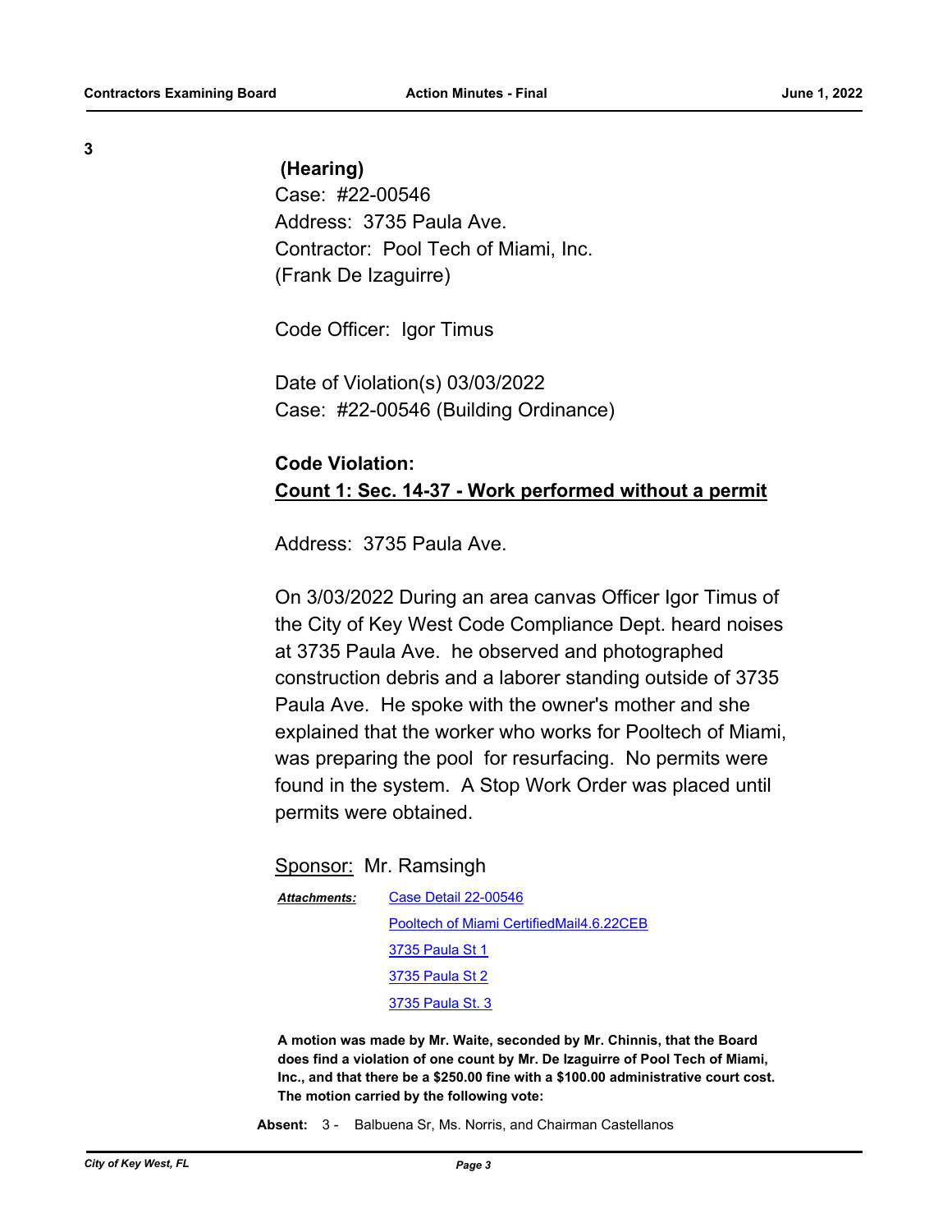3

**(Hearing)**

Case: #22-00546

Address: 3735 Paula Ave.

Contractor: Pool Tech of Miami, Inc.

(Frank De Izaguirre)

Code Officer: Igor Timus

Date of Violation(s) 03/03/2022

Case: #22-00546 (Building Ordinance)

**Code Violation:**

**Count 1: Sec. 14-37 - Work performed without a permit**

Address: 3735 Paula Ave.

On 3/03/2022 During an area canvas Officer Igor Timus of the City of Key West Code Compliance Dept. heard noises at 3735 Paula Ave. he observed and photographed construction debris and a laborer standing outside of 3735 Paula Ave. He spoke with the owner's mother and she explained that the worker who works for Pooltech of Miami, was preparing the pool for resurfacing. No permits were found in the system. A Stop Work Order was placed until permits were obtained.

Sponsor: Mr. Ramsingh

*Attachments:* Case Detail 22-00546
Pooltech of Miami CertifiedMail4.6.22CEB
3735 Paula St 1
3735 Paula St 2
3735 Paula St. 3

**A motion was made by Mr. Waite, seconded by Mr. Chinnis, that the Board does find a violation of one count by Mr. De Izaguirre of Pool Tech of Miami, Inc., and that there be a $250.00 fine with a $100.00 administrative court cost. The motion carried by the following vote:**

**Absent:** 3 - Balbuena Sr, Ms. Norris, and Chairman Castellanos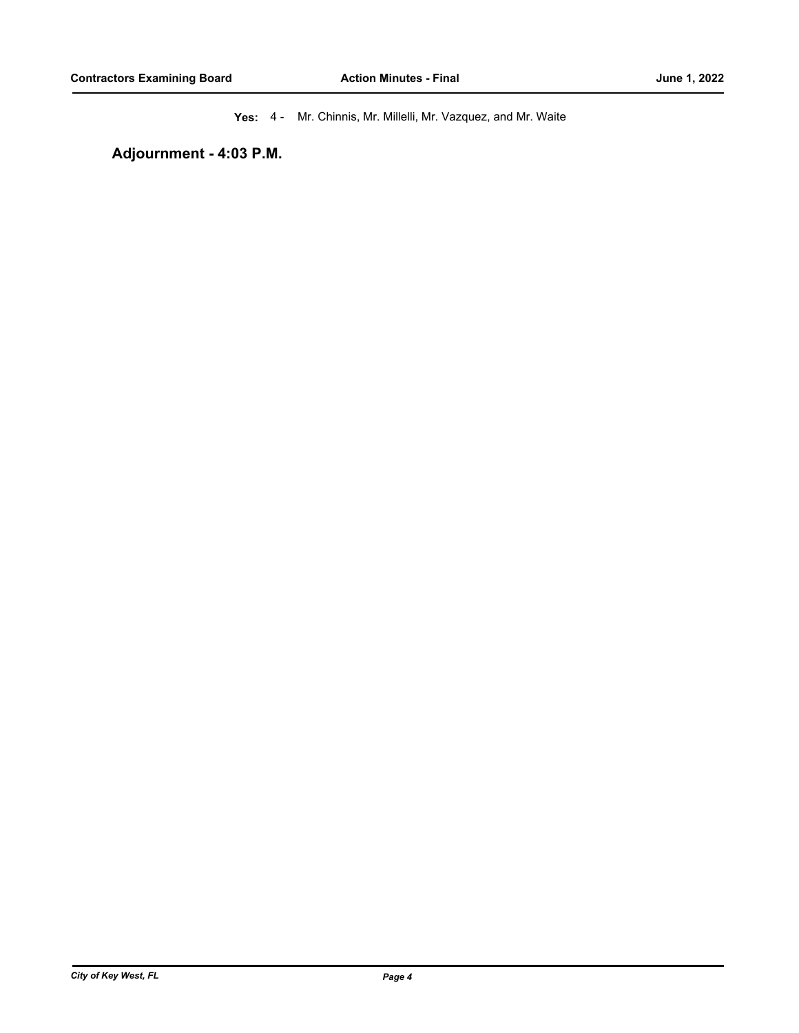**Yes:** 4 - Mr. Chinnis, Mr. Millelli, Mr. Vazquez, and Mr. Waite

## Adjournment - 4:03 P.M.